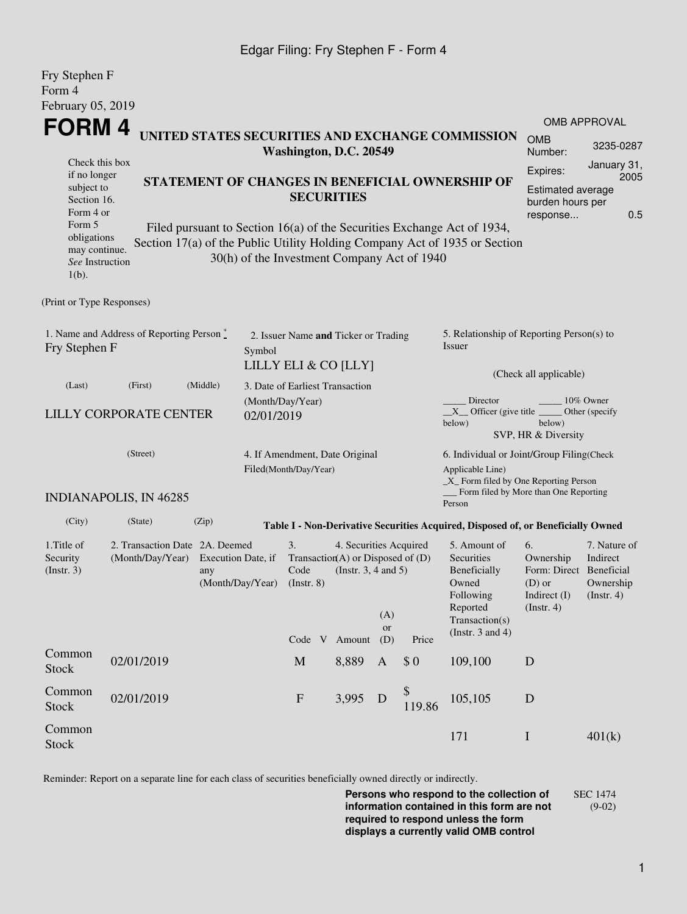Edgar Filing: Fry Stephen F - Form 4

Fry Stephen F
Form 4
February 05, 2019

# FORM 4

**UNITED STATES SECURITIES AND EXCHANGE COMMISSION**
**Washington, D.C. 20549**

OMB APPROVAL

| | |
|---|---|
| OMB Number: | 3235-0287 |
| Expires: | January 31, 2005 |
| Estimated average burden hours per response... | 0.5 |

Check this box if no longer subject to Section 16. Form 4 or Form 5 obligations may continue. *See* Instruction 1(b).

**STATEMENT OF CHANGES IN BENEFICIAL OWNERSHIP OF SECURITIES**

Filed pursuant to Section 16(a) of the Securities Exchange Act of 1934, Section 17(a) of the Public Utility Holding Company Act of 1935 or Section 30(h) of the Investment Company Act of 1940

(Print or Type Responses)

1. Name and Address of Reporting Person *
Fry Stephen F

(Last) (First) (Middle)

LILLY CORPORATE CENTER

(Street)

INDIANAPOLIS, IN 46285

(City) (State) (Zip)

2. Issuer Name **and** Ticker or Trading Symbol
LILLY ELI & CO [LLY]

3. Date of Earliest Transaction (Month/Day/Year)
02/01/2019

4. If Amendment, Date Original Filed(Month/Day/Year)

5. Relationship of Reporting Person(s) to Issuer

(Check all applicable)

_____ Director _____ 10% Owner
__X__ Officer (give title below) _____ Other (specify below)
SVP, HR & Diversity

6. Individual or Joint/Group Filing(Check Applicable Line)
_X_ Form filed by One Reporting Person
___ Form filed by More than One Reporting Person

**Table I - Non-Derivative Securities Acquired, Disposed of, or Beneficially Owned**

| 1.Title of Security (Instr. 3) | 2. Transaction Date (Month/Day/Year) | 2A. Deemed Execution Date, if any (Month/Day/Year) | 3. Transaction Code (Instr. 8) | | 4. Securities Acquired (A) or Disposed of (D) (Instr. 3, 4 and 5) | | | 5. Amount of Securities Beneficially Owned Following Reported Transaction(s) (Instr. 3 and 4) | 6. Ownership Form: Direct (D) or Indirect (I) (Instr. 4) | 7. Nature of Indirect Beneficial Ownership (Instr. 4) |
|---|---|---|---|---|---|---|---|---|---|---|
| | | | Code | V | Amount | (A) or (D) | Price | | | |
| Common Stock | 02/01/2019 | | M | | 8,889 | A | $ 0 | 109,100 | D | |
| Common Stock | 02/01/2019 | | F | | 3,995 | D | $ 119.86 | 105,105 | D | |
| Common Stock | | | | | | | | 171 | I | 401(k) |

Reminder: Report on a separate line for each class of securities beneficially owned directly or indirectly.

**Persons who respond to the collection of information contained in this form are not required to respond unless the form displays a currently valid OMB control**

SEC 1474 (9-02)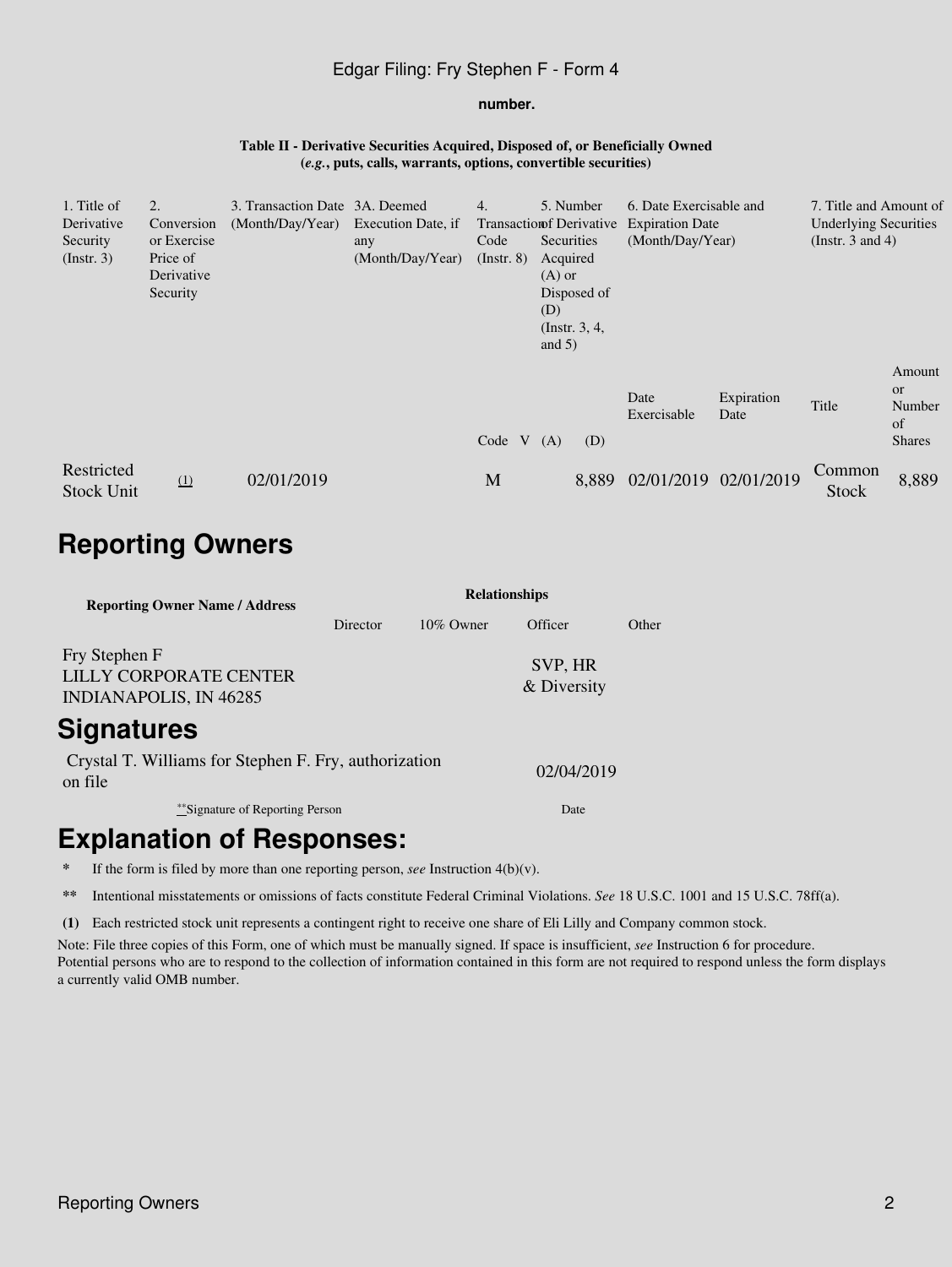number.

**Table II - Derivative Securities Acquired, Disposed of, or Beneficially Owned**
**(*e.g.*, puts, calls, warrants, options, convertible securities)**

| 1. Title of Derivative Security (Instr. 3) | 2. Conversion or Exercise Price of Derivative Security | 3. Transaction Date (Month/Day/Year) | 3A. Deemed Execution Date, if any (Month/Day/Year) | 4. Transaction Code (Instr. 8) | | 5. Number of Derivative Securities Acquired (A) or Disposed of (D) (Instr. 3, 4, and 5) | | 6. Date Exercisable and Expiration Date (Month/Day/Year) | | 7. Title and Amount of Underlying Securities (Instr. 3 and 4) | |
|---|---|---|---|---|---|---|---|---|---|---|---|
| | | | | Code | V | (A) | (D) | Date Exercisable | Expiration Date | Title | Amount or Number of Shares |
| Restricted Stock Unit | (1) | 02/01/2019 | | M | | | 8,889 | 02/01/2019 | 02/01/2019 | Common Stock | 8,889 |

# Reporting Owners

| Reporting Owner Name / Address | Relationships | | | |
|---|---|---|---|---|
| | Director | 10% Owner | Officer | Other |
| Fry Stephen F<br>LILLY CORPORATE CENTER<br>INDIANAPOLIS, IN 46285 | | | SVP, HR & Diversity | |

# Signatures

| | |
|---|---|
| Crystal T. Williams for Stephen F. Fry, authorization on file | 02/04/2019 |
| **Signature of Reporting Person | Date |

# Explanation of Responses:

\* If the form is filed by more than one reporting person, *see* Instruction 4(b)(v).

\*\* Intentional misstatements or omissions of facts constitute Federal Criminal Violations. *See* 18 U.S.C. 1001 and 15 U.S.C. 78ff(a).

**(1)** Each restricted stock unit represents a contingent right to receive one share of Eli Lilly and Company common stock.

Note: File three copies of this Form, one of which must be manually signed. If space is insufficient, *see* Instruction 6 for procedure.
Potential persons who are to respond to the collection of information contained in this form are not required to respond unless the form displays a currently valid OMB number.